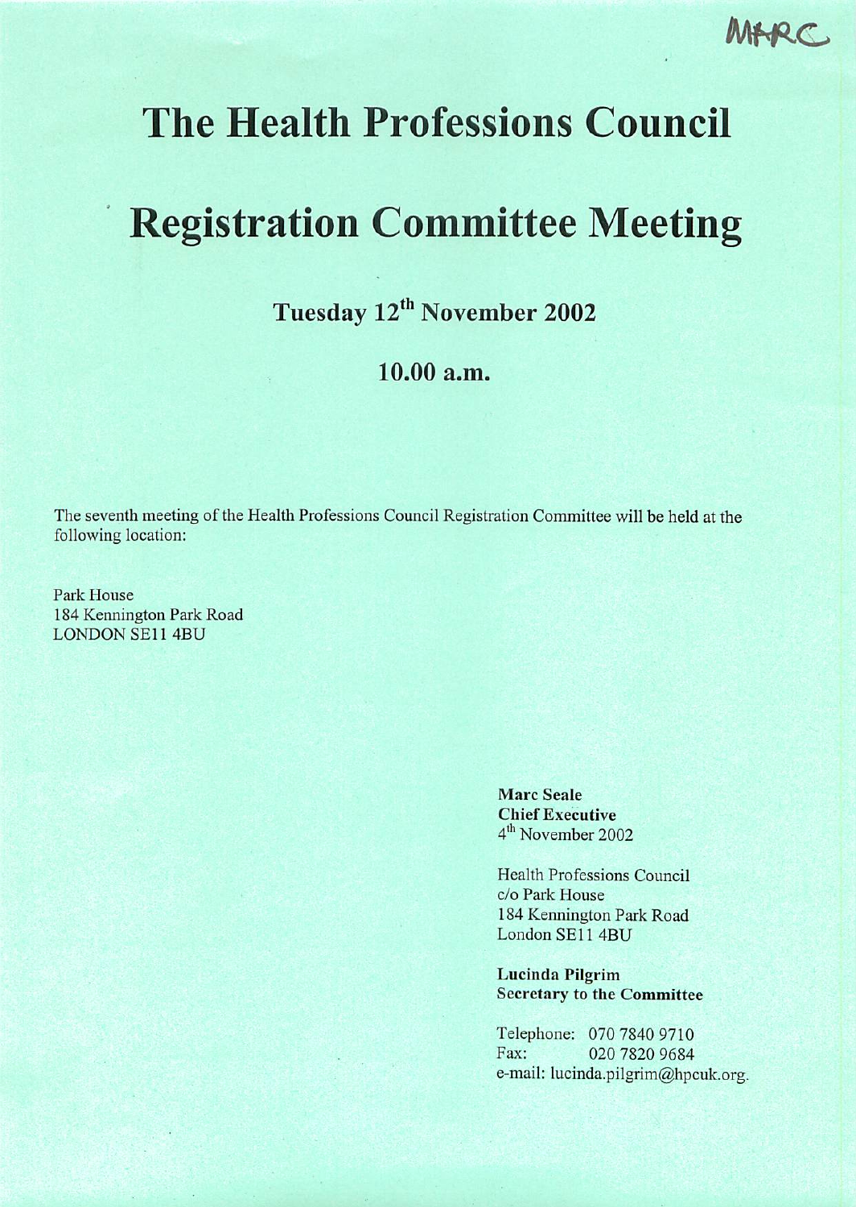MARC

# The Health Professions Council

# Registration Committee Meeting

## Tuesday 12th November 2002

## 10.00 a.m.

The seventh meeting of the Health Professions Council Registration Committee will be held at the following location:

Park House
184 Kennington Park Road
LONDON SE11 4BU

**Marc Seale**
**Chief Executive**
4th November 2002

Health Professions Council
c/o Park House
184 Kennington Park Road
London SE11 4BU

**Lucinda Pilgrim**
**Secretary to the Committee**

Telephone: 070 7840 9710
Fax: 020 7820 9684
e-mail: lucinda.pilgrim@hpcuk.org.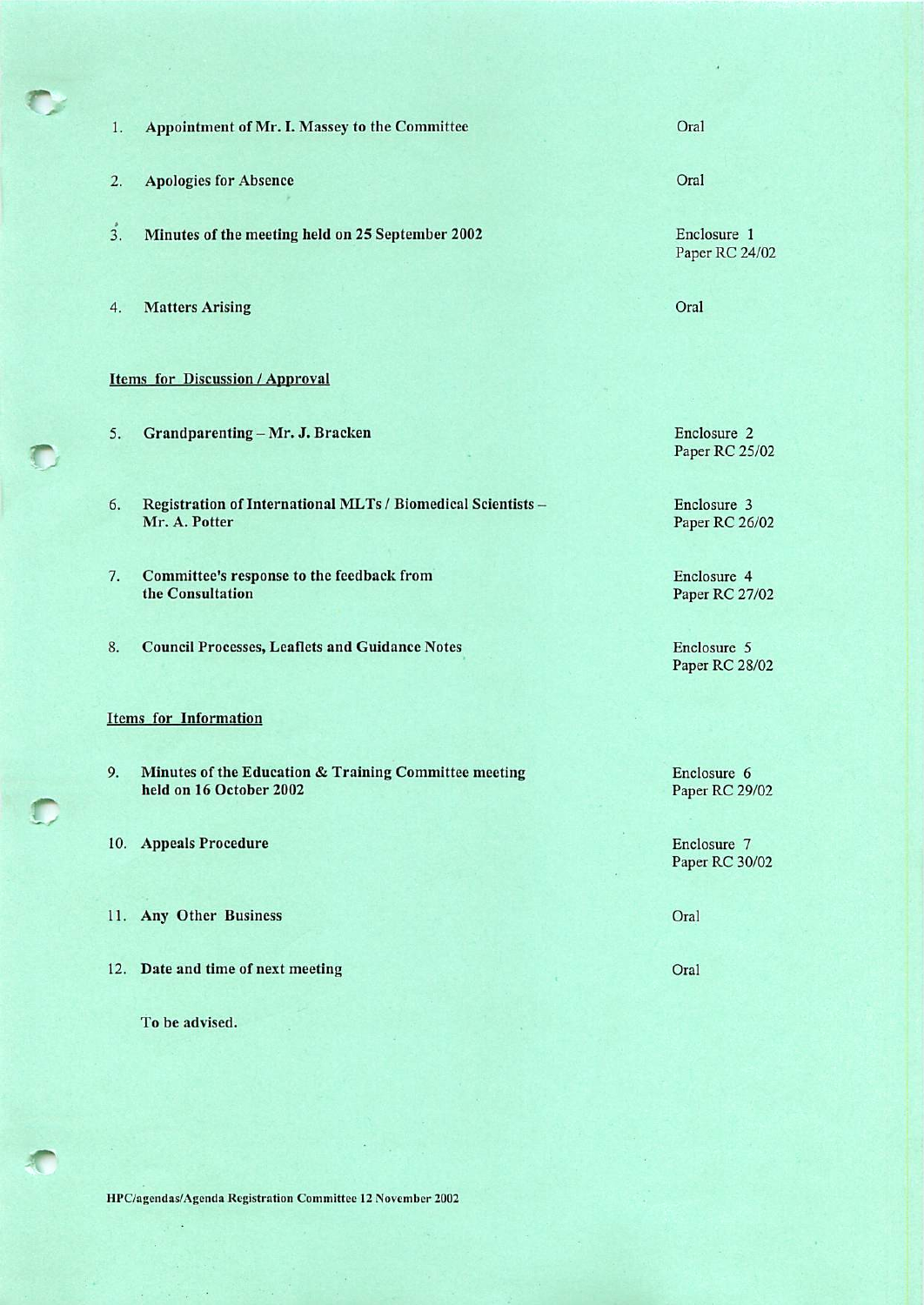| | | |
|---|---|---|
| 1. | **Appointment of Mr. I. Massey to the Committee** | Oral |
| 2. | **Apologies for Absence** | Oral |
| 3. | **Minutes of the meeting held on 25 September 2002** | Enclosure 1<br>Paper RC 24/02 |
| 4. | **Matters Arising** | Oral |

**Items for Discussion / Approval**

| | | |
|---|---|---|
| 5. | **Grandparenting – Mr. J. Bracken** | Enclosure 2<br>Paper RC 25/02 |
| 6. | **Registration of International MLTs / Biomedical Scientists – Mr. A. Potter** | Enclosure 3<br>Paper RC 26/02 |
| 7. | **Committee's response to the feedback from the Consultation** | Enclosure 4<br>Paper RC 27/02 |
| 8. | **Council Processes, Leaflets and Guidance Notes** | Enclosure 5<br>Paper RC 28/02 |

**Items for Information**

| | | |
|---|---|---|
| 9. | **Minutes of the Education & Training Committee meeting held on 16 October 2002** | Enclosure 6<br>Paper RC 29/02 |
| 10. | **Appeals Procedure** | Enclosure 7<br>Paper RC 30/02 |
| 11. | **Any Other Business** | Oral |
| 12. | **Date and time of next meeting** | Oral |

To be advised.

HPC/agendas/Agenda Registration Committee 12 November 2002